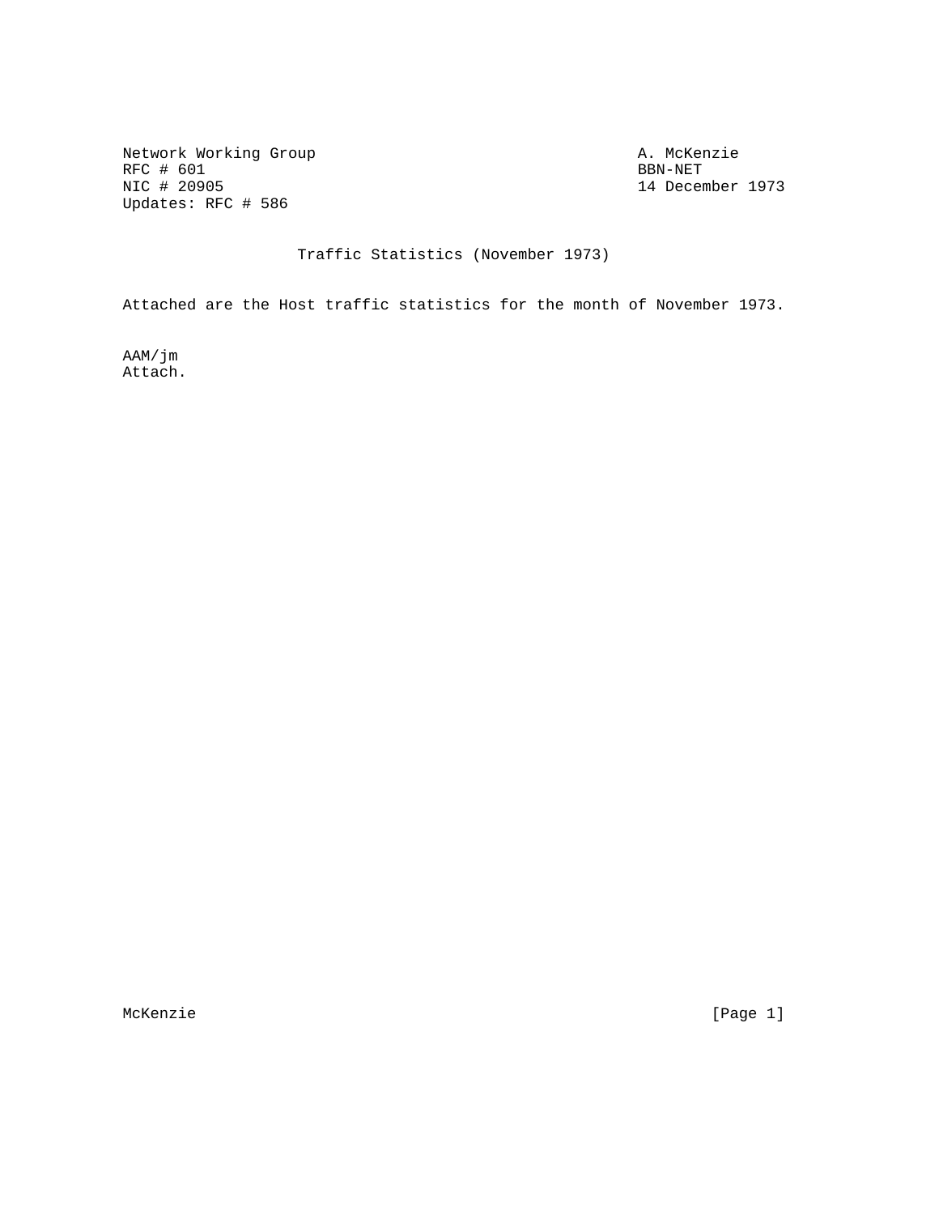Network Working Group                                        A. McKenzie
RFC # 601                                                        BBN-NET
NIC # 20905                                             14 December 1973
Updates: RFC # 586

# Traffic Statistics (November 1973)

Attached are the Host traffic statistics for the month of November 1973.

AAM/jm
Attach.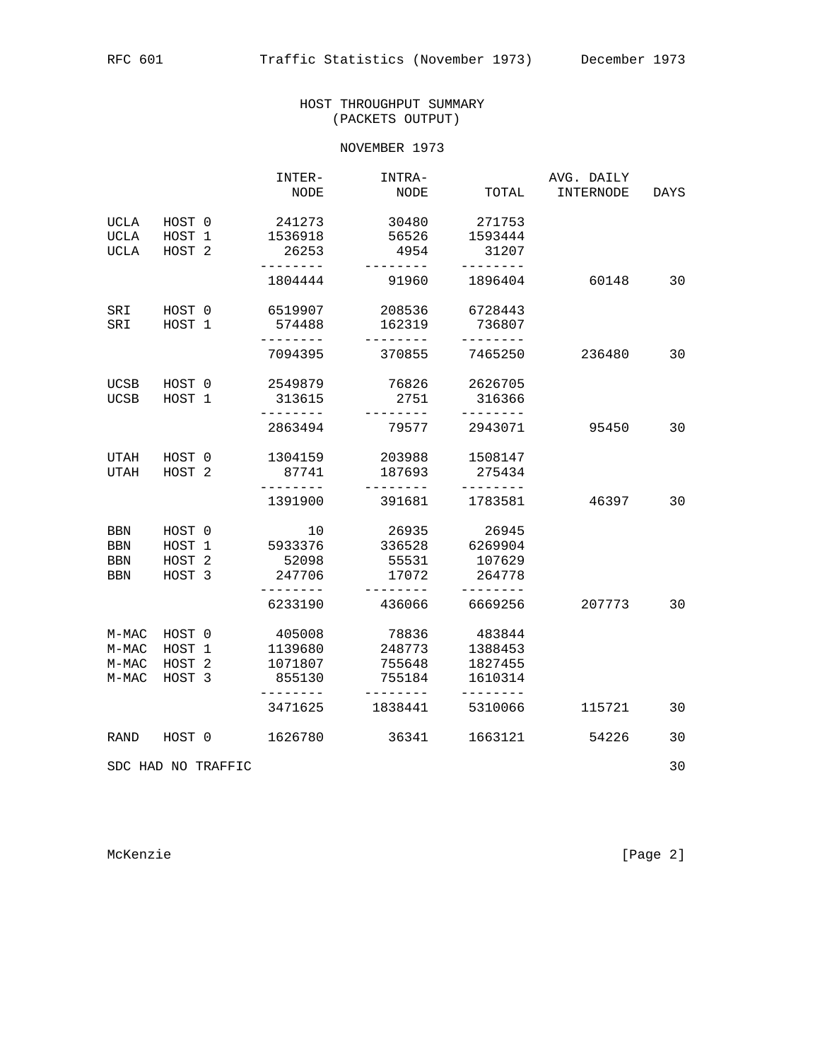## HOST THROUGHPUT SUMMARY
## (PACKETS OUTPUT)

NOVEMBER 1973

| | | INTER-NODE | INTRA-NODE | TOTAL | AVG. DAILY INTERNODE | DAYS |
|---|---|---|---|---|---|---|
| UCLA | HOST 0 | 241273 | 30480 | 271753 | | |
| UCLA | HOST 1 | 1536918 | 56526 | 1593444 | | |
| UCLA | HOST 2 | 26253 | 4954 | 31207 | | |
| | | 1804444 | 91960 | 1896404 | 60148 | 30 |
| SRI | HOST 0 | 6519907 | 208536 | 6728443 | | |
| SRI | HOST 1 | 574488 | 162319 | 736807 | | |
| | | 7094395 | 370855 | 7465250 | 236480 | 30 |
| UCSB | HOST 0 | 2549879 | 76826 | 2626705 | | |
| UCSB | HOST 1 | 313615 | 2751 | 316366 | | |
| | | 2863494 | 79577 | 2943071 | 95450 | 30 |
| UTAH | HOST 0 | 1304159 | 203988 | 1508147 | | |
| UTAH | HOST 2 | 87741 | 187693 | 275434 | | |
| | | 1391900 | 391681 | 1783581 | 46397 | 30 |
| BBN | HOST 0 | 10 | 26935 | 26945 | | |
| BBN | HOST 1 | 5933376 | 336528 | 6269904 | | |
| BBN | HOST 2 | 52098 | 55531 | 107629 | | |
| BBN | HOST 3 | 247706 | 17072 | 264778 | | |
| | | 6233190 | 436066 | 6669256 | 207773 | 30 |
| M-MAC | HOST 0 | 405008 | 78836 | 483844 | | |
| M-MAC | HOST 1 | 1139680 | 248773 | 1388453 | | |
| M-MAC | HOST 2 | 1071807 | 755648 | 1827455 | | |
| M-MAC | HOST 3 | 855130 | 755184 | 1610314 | | |
| | | 3471625 | 1838441 | 5310066 | 115721 | 30 |
| RAND | HOST 0 | 1626780 | 36341 | 1663121 | 54226 | 30 |
| SDC HAD NO TRAFFIC | | | | | | 30 |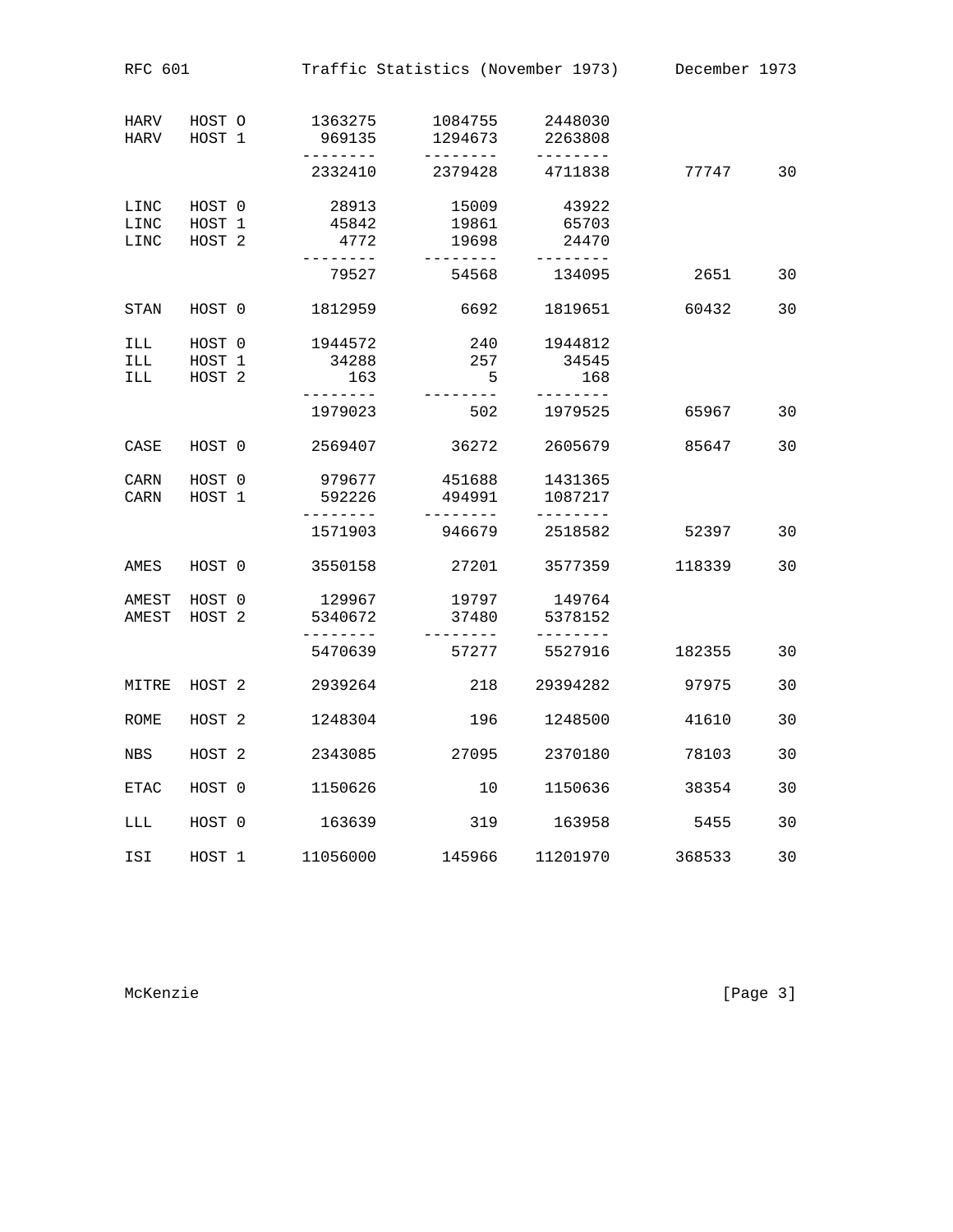| | | | | | | |
|---|---|---|---|---|---|---|
| HARV | HOST O | 1363275 | 1084755 | 2448030 | | |
| HARV | HOST 1 | 969135 | 1294673 | 2263808 | | |
| | | -------- | -------- | -------- | | |
| | | 2332410 | 2379428 | 4711838 | 77747 | 30 |
| LINC | HOST 0 | 28913 | 15009 | 43922 | | |
| LINC | HOST 1 | 45842 | 19861 | 65703 | | |
| LINC | HOST 2 | 4772 | 19698 | 24470 | | |
| | | -------- | -------- | -------- | | |
| | | 79527 | 54568 | 134095 | 2651 | 30 |
| STAN | HOST 0 | 1812959 | 6692 | 1819651 | 60432 | 30 |
| ILL | HOST 0 | 1944572 | 240 | 1944812 | | |
| ILL | HOST 1 | 34288 | 257 | 34545 | | |
| ILL | HOST 2 | 163 | 5 | 168 | | |
| | | -------- | -------- | -------- | | |
| | | 1979023 | 502 | 1979525 | 65967 | 30 |
| CASE | HOST 0 | 2569407 | 36272 | 2605679 | 85647 | 30 |
| CARN | HOST 0 | 979677 | 451688 | 1431365 | | |
| CARN | HOST 1 | 592226 | 494991 | 1087217 | | |
| | | -------- | -------- | -------- | | |
| | | 1571903 | 946679 | 2518582 | 52397 | 30 |
| AMES | HOST 0 | 3550158 | 27201 | 3577359 | 118339 | 30 |
| AMEST | HOST 0 | 129967 | 19797 | 149764 | | |
| AMEST | HOST 2 | 5340672 | 37480 | 5378152 | | |
| | | -------- | -------- | -------- | | |
| | | 5470639 | 57277 | 5527916 | 182355 | 30 |
| MITRE | HOST 2 | 2939264 | 218 | 29394282 | 97975 | 30 |
| ROME | HOST 2 | 1248304 | 196 | 1248500 | 41610 | 30 |
| NBS | HOST 2 | 2343085 | 27095 | 2370180 | 78103 | 30 |
| ETAC | HOST 0 | 1150626 | 10 | 1150636 | 38354 | 30 |
| LLL | HOST 0 | 163639 | 319 | 163958 | 5455 | 30 |
| ISI | HOST 1 | 11056000 | 145966 | 11201970 | 368533 | 30 |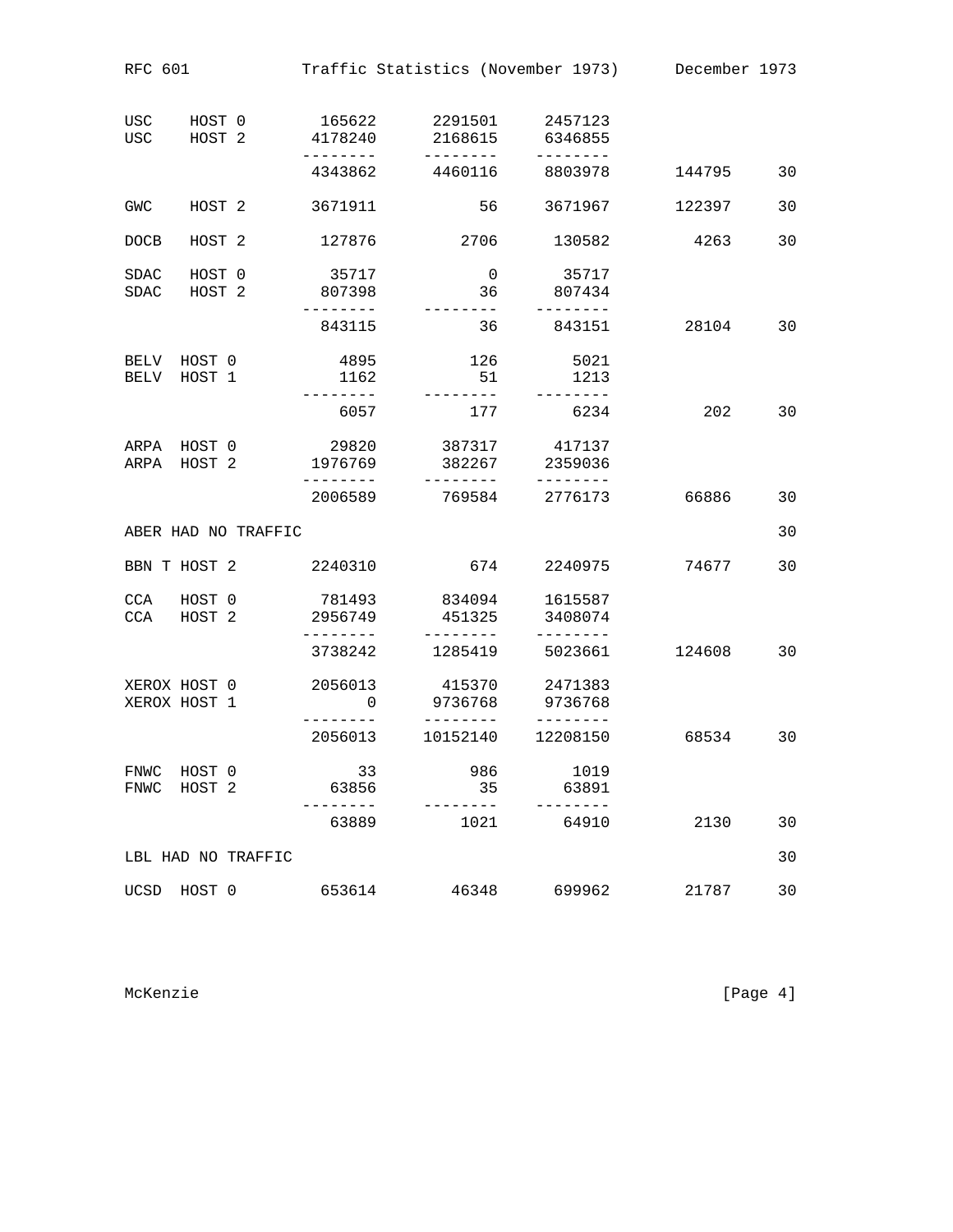```
USC    HOST 0      165622     2291501    2457123
USC    HOST 2     4178240     2168615    6346855
                 --------    --------   --------
                  4343862     4460116    8803978      144795     30

GWC    HOST 2     3671911          56    3671967      122397     30

DOCB   HOST 2      127876        2706     130582        4263     30

SDAC   HOST 0       35717           0      35717
SDAC   HOST 2      807398          36     807434
                 --------    --------   --------
                   843115          36     843151       28104     30

BELV  HOST 0         4895         126       5021
BELV  HOST 1         1162          51       1213
                 --------    --------   --------
                     6057         177       6234         202     30

ARPA  HOST 0        29820      387317     417137
ARPA  HOST 2      1976769      382267    2359036
                 --------    --------   --------
                  2006589      769584    2776173       66886     30

ABER HAD NO TRAFFIC                                              30

BBN T HOST 2      2240310         674    2240975       74677     30

CCA   HOST 0       781493      834094    1615587
CCA   HOST 2      2956749      451325    3408074
                 --------    --------   --------
                  3738242     1285419    5023661      124608     30

XEROX HOST 0      2056013      415370    2471383
XEROX HOST 1            0     9736768    9736768
                 --------    --------   --------
                  2056013    10152140   12208150       68534     30

FNWC  HOST 0           33         986       1019
FNWC  HOST 2        63856          35      63891
                 --------    --------   --------
                    63889        1021      64910        2130     30

LBL HAD NO TRAFFIC                                               30

UCSD  HOST 0       653614       46348     699962       21787     30
```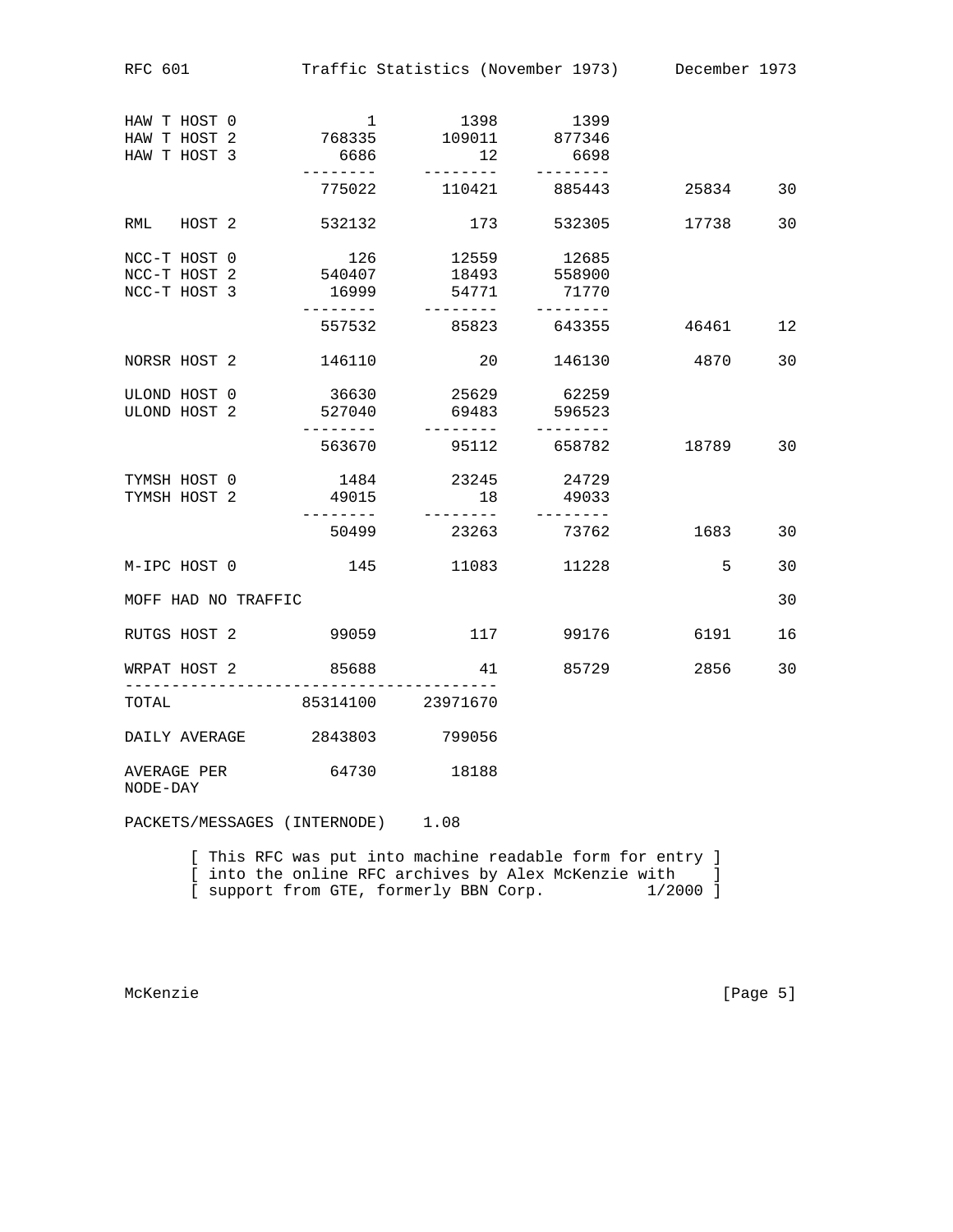| | | | | | |
|---|---|---|---|---|---|
| HAW T HOST 0 | 1 | 1398 | 1399 | | |
| HAW T HOST 2 | 768335 | 109011 | 877346 | | |
| HAW T HOST 3 | 6686 | 12 | 6698 | | |
| | 775022 | 110421 | 885443 | 25834 | 30 |
| RML HOST 2 | 532132 | 173 | 532305 | 17738 | 30 |
| NCC-T HOST 0 | 126 | 12559 | 12685 | | |
| NCC-T HOST 2 | 540407 | 18493 | 558900 | | |
| NCC-T HOST 3 | 16999 | 54771 | 71770 | | |
| | 557532 | 85823 | 643355 | 46461 | 12 |
| NORSR HOST 2 | 146110 | 20 | 146130 | 4870 | 30 |
| ULOND HOST 0 | 36630 | 25629 | 62259 | | |
| ULOND HOST 2 | 527040 | 69483 | 596523 | | |
| | 563670 | 95112 | 658782 | 18789 | 30 |
| TYMSH HOST 0 | 1484 | 23245 | 24729 | | |
| TYMSH HOST 2 | 49015 | 18 | 49033 | | |
| | 50499 | 23263 | 73762 | 1683 | 30 |
| M-IPC HOST 0 | 145 | 11083 | 11228 | 5 | 30 |
| MOFF HAD NO TRAFFIC | | | | | 30 |
| RUTGS HOST 2 | 99059 | 117 | 99176 | 6191 | 16 |
| WRPAT HOST 2 | 85688 | 41 | 85729 | 2856 | 30 |
| TOTAL | 85314100 | 23971670 | | | |
| DAILY AVERAGE | 2843803 | 799056 | | | |
| AVERAGE PER NODE-DAY | 64730 | 18188 | | | |

PACKETS/MESSAGES (INTERNODE) 1.08

[ This RFC was put into machine readable form for entry ]
[ into the online RFC archives by Alex McKenzie with ]
[ support from GTE, formerly BBN Corp. 1/2000 ]